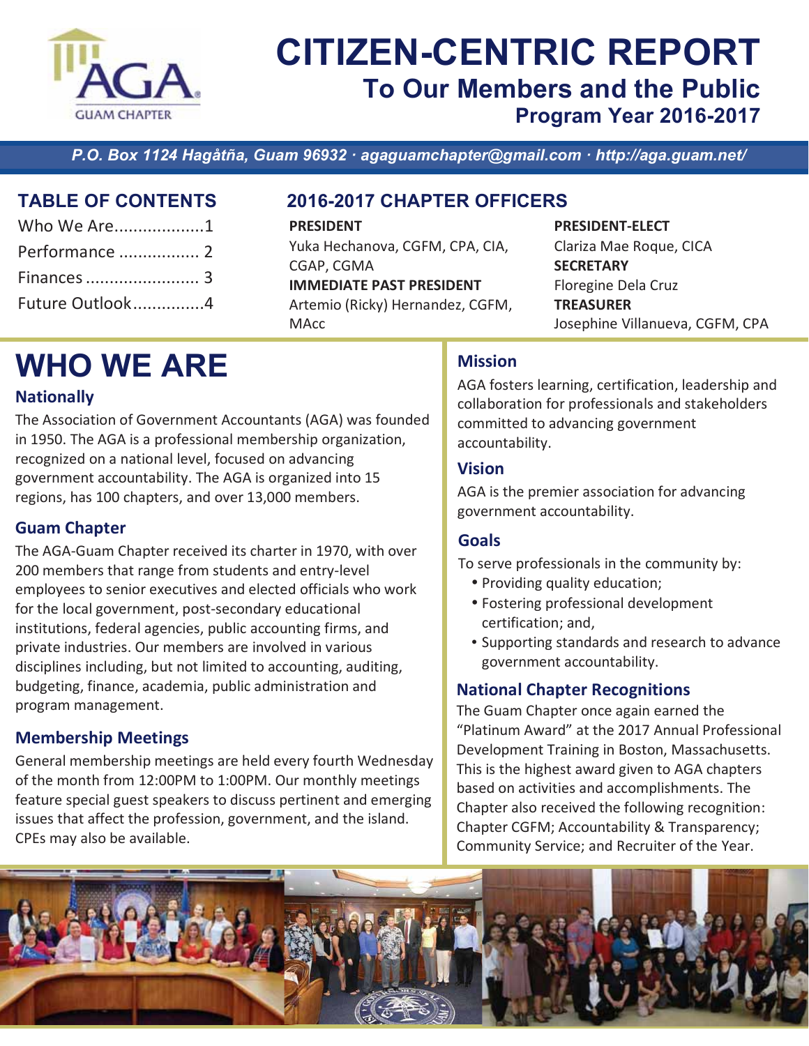# CITIZEN-CENTRIC REPORT

## To Our Members and the Public

### Program Year 2016-2017

*P.O. Box 1124 Hagåtña, Guam 96932 · agaguamchapter@gmail.com · http://aga.guam.net/*

## TABLE OF CONTENTS

- Who We Are...................1
- Performance ................. 2
- Finances ........................ 3
- Future Outlook...............4

## 2016-2017 CHAPTER OFFICERS

**PRESIDENT**
Yuka Hechanova, CGFM, CPA, CIA, CGAP, CGMA

**IMMEDIATE PAST PRESIDENT**
Artemio (Ricky) Hernandez, CGFM, MAcc

**PRESIDENT-ELECT**
Clariza Mae Roque, CICA

**SECRETARY**
Floregine Dela Cruz

**TREASURER**
Josephine Villanueva, CGFM, CPA

# WHO WE ARE

### Nationally

The Association of Government Accountants (AGA) was founded in 1950. The AGA is a professional membership organization, recognized on a national level, focused on advancing government accountability. The AGA is organized into 15 regions, has 100 chapters, and over 13,000 members.

### Guam Chapter

The AGA-Guam Chapter received its charter in 1970, with over 200 members that range from students and entry-level employees to senior executives and elected officials who work for the local government, post-secondary educational institutions, federal agencies, public accounting firms, and private industries. Our members are involved in various disciplines including, but not limited to accounting, auditing, budgeting, finance, academia, public administration and program management.

### Membership Meetings

General membership meetings are held every fourth Wednesday of the month from 12:00PM to 1:00PM. Our monthly meetings feature special guest speakers to discuss pertinent and emerging issues that affect the profession, government, and the island. CPEs may also be available.

### Mission

AGA fosters learning, certification, leadership and collaboration for professionals and stakeholders committed to advancing government accountability.

### Vision

AGA is the premier association for advancing government accountability.

### Goals

To serve professionals in the community by:

- Providing quality education;
- Fostering professional development certification; and,
- Supporting standards and research to advance government accountability.

### National Chapter Recognitions

The Guam Chapter once again earned the "Platinum Award" at the 2017 Annual Professional Development Training in Boston, Massachusetts. This is the highest award given to AGA chapters based on activities and accomplishments. The Chapter also received the following recognition: Chapter CGFM; Accountability & Transparency; Community Service; and Recruiter of the Year.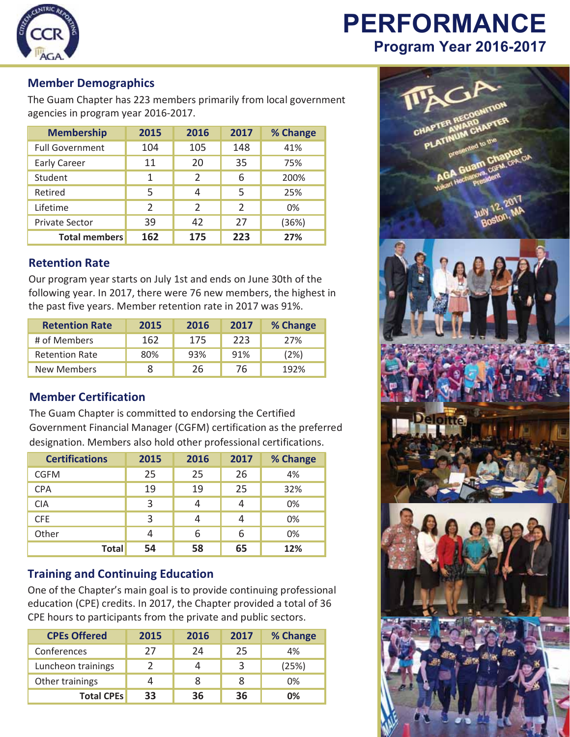# PERFORMANCE

## Program Year 2016-2017

### Member Demographics

The Guam Chapter has 223 members primarily from local government agencies in program year 2016-2017.

| Membership | 2015 | 2016 | 2017 | % Change |
|---|---|---|---|---|
| Full Government | 104 | 105 | 148 | 41% |
| Early Career | 11 | 20 | 35 | 75% |
| Student | 1 | 2 | 6 | 200% |
| Retired | 5 | 4 | 5 | 25% |
| Lifetime | 2 | 2 | 2 | 0% |
| Private Sector | 39 | 42 | 27 | (36%) |
| **Total members** | **162** | **175** | **223** | **27%** |

### Retention Rate

Our program year starts on July 1st and ends on June 30th of the following year. In 2017, there were 76 new members, the highest in the past five years. Member retention rate in 2017 was 91%.

| Retention Rate | 2015 | 2016 | 2017 | % Change |
|---|---|---|---|---|
| # of Members | 162 | 175 | 223 | 27% |
| Retention Rate | 80% | 93% | 91% | (2%) |
| New Members | 8 | 26 | 76 | 192% |

### Member Certification

The Guam Chapter is committed to endorsing the Certified Government Financial Manager (CGFM) certification as the preferred designation. Members also hold other professional certifications.

| Certifications | 2015 | 2016 | 2017 | % Change |
|---|---|---|---|---|
| CGFM | 25 | 25 | 26 | 4% |
| CPA | 19 | 19 | 25 | 32% |
| CIA | 3 | 4 | 4 | 0% |
| CFE | 3 | 4 | 4 | 0% |
| Other | 4 | 6 | 6 | 0% |
| **Total** | **54** | **58** | **65** | **12%** |

### Training and Continuing Education

One of the Chapter's main goal is to provide continuing professional education (CPE) credits. In 2017, the Chapter provided a total of 36 CPE hours to participants from the private and public sectors.

| CPEs Offered | 2015 | 2016 | 2017 | % Change |
|---|---|---|---|---|
| Conferences | 27 | 24 | 25 | 4% |
| Luncheon trainings | 2 | 4 | 3 | (25%) |
| Other trainings | 4 | 8 | 8 | 0% |
| **Total CPEs** | **33** | **36** | **36** | **0%** |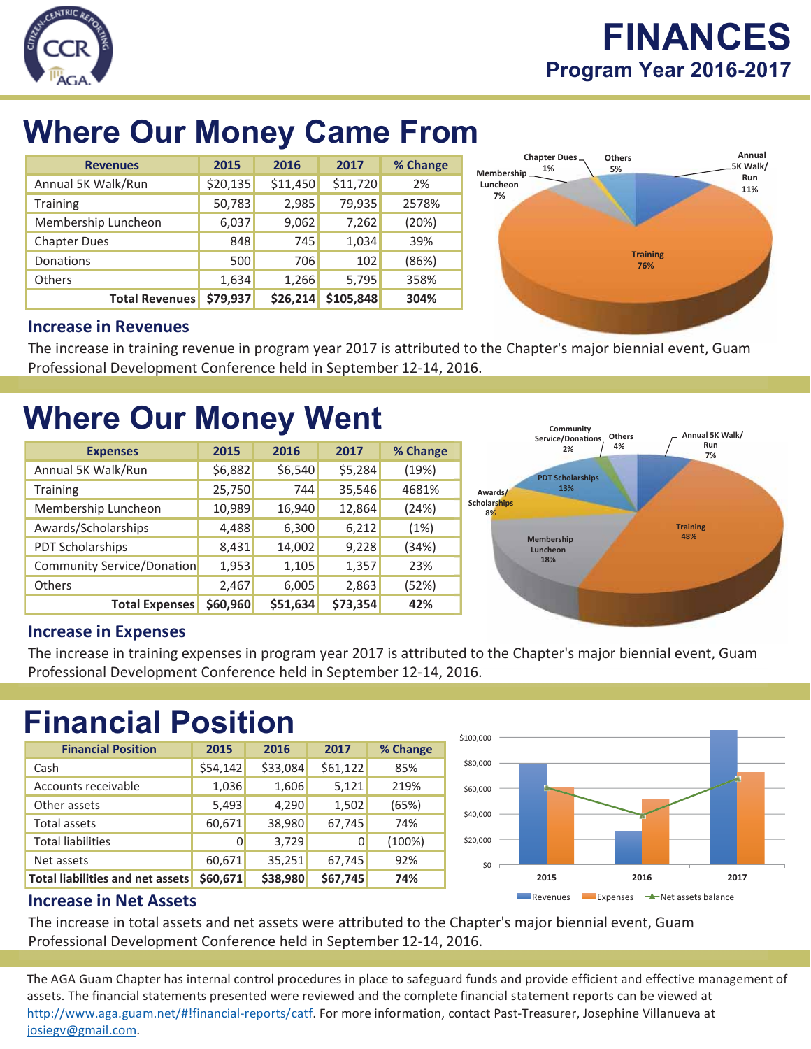# FINANCES

## Program Year 2016-2017

## Where Our Money Came From

| Revenues | 2015 | 2016 | 2017 | % Change |
|---|---|---|---|---|
| Annual 5K Walk/Run | $20,135 | $11,450 | $11,720 | 2% |
| Training | 50,783 | 2,985 | 79,935 | 2578% |
| Membership Luncheon | 6,037 | 9,062 | 7,262 | (20%) |
| Chapter Dues | 848 | 745 | 1,034 | 39% |
| Donations | 500 | 706 | 102 | (86%) |
| Others | 1,634 | 1,266 | 5,795 | 358% |
| **Total Revenues** | **$79,937** | **$26,214** | **$105,848** | **304%** |

### Increase in Revenues

The increase in training revenue in program year 2017 is attributed to the Chapter's major biennial event, Guam Professional Development Conference held in September 12-14, 2016.

## Where Our Money Went

| Expenses | 2015 | 2016 | 2017 | % Change |
|---|---|---|---|---|
| Annual 5K Walk/Run | $6,882 | $6,540 | $5,284 | (19%) |
| Training | 25,750 | 744 | 35,546 | 4681% |
| Membership Luncheon | 10,989 | 16,940 | 12,864 | (24%) |
| Awards/Scholarships | 4,488 | 6,300 | 6,212 | (1%) |
| PDT Scholarships | 8,431 | 14,002 | 9,228 | (34%) |
| Community Service/Donation | 1,953 | 1,105 | 1,357 | 23% |
| Others | 2,467 | 6,005 | 2,863 | (52%) |
| **Total Expenses** | **$60,960** | **$51,634** | **$73,354** | **42%** |

### Increase in Expenses

The increase in training expenses in program year 2017 is attributed to the Chapter's major biennial event, Guam Professional Development Conference held in September 12-14, 2016.

## Financial Position

| Financial Position | 2015 | 2016 | 2017 | % Change |
|---|---|---|---|---|
| Cash | $54,142 | $33,084 | $61,122 | 85% |
| Accounts receivable | 1,036 | 1,606 | 5,121 | 219% |
| Other assets | 5,493 | 4,290 | 1,502 | (65%) |
| Total assets | 60,671 | 38,980 | 67,745 | 74% |
| Total liabilities | 0 | 3,729 | 0 | (100%) |
| Net assets | 60,671 | 35,251 | 67,745 | 92% |
| **Total liabilities and net assets** | **$60,671** | **$38,980** | **$67,745** | **74%** |

### Increase in Net Assets

The increase in total assets and net assets were attributed to the Chapter's major biennial event, Guam Professional Development Conference held in September 12-14, 2016.

The AGA Guam Chapter has internal control procedures in place to safeguard funds and provide efficient and effective management of assets. The financial statements presented were reviewed and the complete financial statement reports can be viewed at http://www.aga.guam.net/#!financial-reports/catf. For more information, contact Past-Treasurer, Josephine Villanueva at josiegv@gmail.com.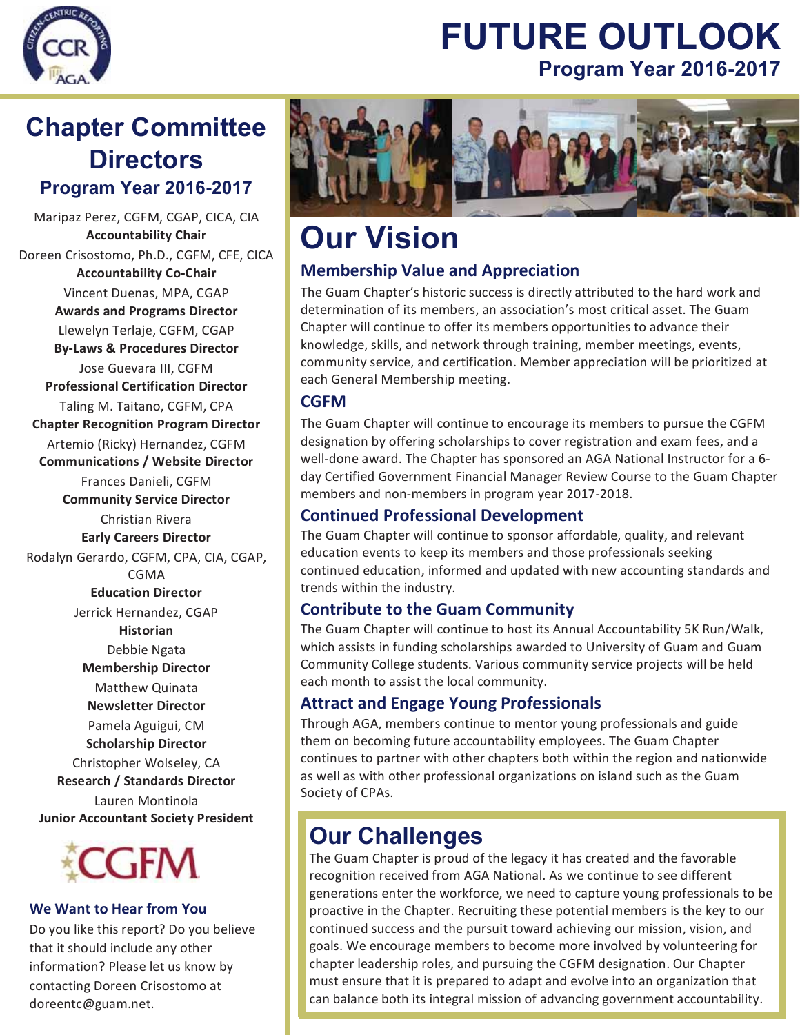# FUTURE OUTLOOK

## Program Year 2016-2017

## Chapter Committee Directors

### Program Year 2016-2017

Maripaz Perez, CGFM, CGAP, CICA, CIA
**Accountability Chair**

Doreen Crisostomo, Ph.D., CGFM, CFE, CICA
**Accountability Co-Chair**

Vincent Duenas, MPA, CGAP
**Awards and Programs Director**

Llewelyn Terlaje, CGFM, CGAP
**By-Laws & Procedures Director**

Jose Guevara III, CGFM
**Professional Certification Director**

Taling M. Taitano, CGFM, CPA
**Chapter Recognition Program Director**

Artemio (Ricky) Hernandez, CGFM
**Communications / Website Director**

Frances Danieli, CGFM
**Community Service Director**

Christian Rivera
**Early Careers Director**

Rodalyn Gerardo, CGFM, CPA, CIA, CGAP, CGMA
**Education Director**

Jerrick Hernandez, CGAP
**Historian**

Debbie Ngata
**Membership Director**

Matthew Quinata
**Newsletter Director**

Pamela Aguigui, CM
**Scholarship Director**

Christopher Wolseley, CA
**Research / Standards Director**

Lauren Montinola
**Junior Accountant Society President**

### We Want to Hear from You

Do you like this report? Do you believe that it should include any other information? Please let us know by contacting Doreen Crisostomo at doreentc@guam.net.

# Our Vision

### Membership Value and Appreciation

The Guam Chapter's historic success is directly attributed to the hard work and determination of its members, an association's most critical asset. The Guam Chapter will continue to offer its members opportunities to advance their knowledge, skills, and network through training, member meetings, events, community service, and certification. Member appreciation will be prioritized at each General Membership meeting.

### CGFM

The Guam Chapter will continue to encourage its members to pursue the CGFM designation by offering scholarships to cover registration and exam fees, and a well-done award. The Chapter has sponsored an AGA National Instructor for a 6-day Certified Government Financial Manager Review Course to the Guam Chapter members and non-members in program year 2017-2018.

### Continued Professional Development

The Guam Chapter will continue to sponsor affordable, quality, and relevant education events to keep its members and those professionals seeking continued education, informed and updated with new accounting standards and trends within the industry.

### Contribute to the Guam Community

The Guam Chapter will continue to host its Annual Accountability 5K Run/Walk, which assists in funding scholarships awarded to University of Guam and Guam Community College students. Various community service projects will be held each month to assist the local community.

### Attract and Engage Young Professionals

Through AGA, members continue to mentor young professionals and guide them on becoming future accountability employees. The Guam Chapter continues to partner with other chapters both within the region and nationwide as well as with other professional organizations on island such as the Guam Society of CPAs.

# Our Challenges

The Guam Chapter is proud of the legacy it has created and the favorable recognition received from AGA National. As we continue to see different generations enter the workforce, we need to capture young professionals to be proactive in the Chapter. Recruiting these potential members is the key to our continued success and the pursuit toward achieving our mission, vision, and goals. We encourage members to become more involved by volunteering for chapter leadership roles, and pursuing the CGFM designation. Our Chapter must ensure that it is prepared to adapt and evolve into an organization that can balance both its integral mission of advancing government accountability.